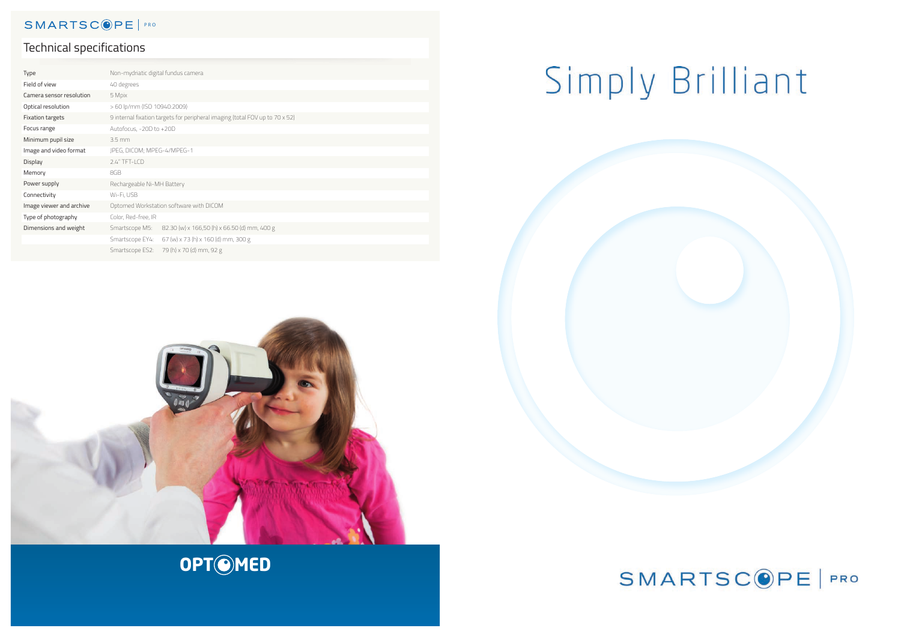SMARTSCOPE | PRO

## Technical specifications

| | |
|---|---|
| Type | Non-mydriatic digital fundus camera |
| Field of view | 40 degrees |
| Camera sensor resolution | 5 Mpix |
| Optical resolution | > 60 lp/mm (ISO 10940:2009) |
| Fixation targets | 9 internal fixation targets for peripheral imaging (total FOV up to 70 x 52) |
| Focus range | Autofocus, -20D to +20D |
| Minimum pupil size | 3.5 mm |
| Image and video format | JPEG, DICOM; MPEG-4/MPEG-1 |
| Display | 2.4" TFT-LCD |
| Memory | 8GB |
| Power supply | Rechargeable Ni-MH Battery |
| Connectivity | Wi-Fi, USB |
| Image viewer and archive | Optomed Workstation software with DICOM |
| Type of photography | Color, Red-free, IR |
| Dimensions and weight | Smartscope M5: 82.30 (w) x 166,50 (h) x 66.50 (d) mm, 400 g |
| | Smartscope EY4: 67 (w) x 73 (h) x 160 (d) mm, 300 g |
| | Smartscope ES2: 79 (h) x 70 (d) mm, 92 g |

OPTOMED

# Simply Brilliant

SMARTSCOPE | PRO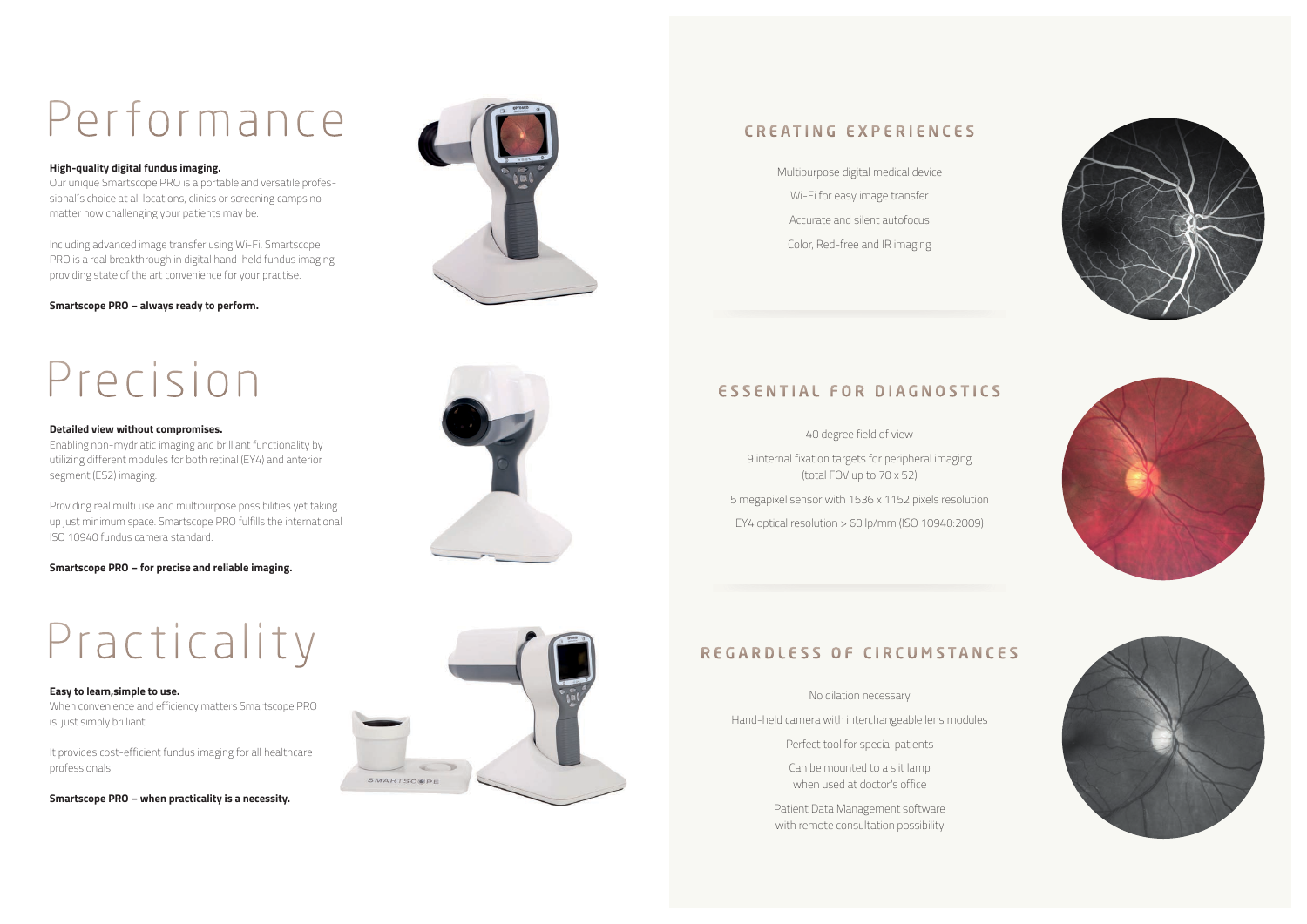# Performance

**High-quality digital fundus imaging.**
Our unique Smartscope PRO is a portable and versatile professional's choice at all locations, clinics or screening camps no matter how challenging your patients may be.

Including advanced image transfer using Wi-Fi, Smartscope PRO is a real breakthrough in digital hand-held fundus imaging providing state of the art convenience for your practise.

**Smartscope PRO – always ready to perform.**

# Precision

**Detailed view without compromises.**
Enabling non-mydriatic imaging and brilliant functionality by utilizing different modules for both retinal (EY4) and anterior segment (ES2) imaging.

Providing real multi use and multipurpose possibilities yet taking up just minimum space. Smartscope PRO fulfills the international ISO 10940 fundus camera standard.

**Smartscope PRO – for precise and reliable imaging.**

# Practicality

**Easy to learn,simple to use.**
When convenience and efficiency matters Smartscope PRO is just simply brilliant.

It provides cost-efficient fundus imaging for all healthcare professionals.

**Smartscope PRO – when practicality is a necessity.**

## CREATING EXPERIENCES

Multipurpose digital medical device

Wi-Fi for easy image transfer

Accurate and silent autofocus

Color, Red-free and IR imaging

## ESSENTIAL FOR DIAGNOSTICS

40 degree field of view

9 internal fixation targets for peripheral imaging (total FOV up to 70 x 52)

5 megapixel sensor with 1536 x 1152 pixels resolution

EY4 optical resolution > 60 lp/mm (ISO 10940:2009)

## REGARDLESS OF CIRCUMSTANCES

No dilation necessary

Hand-held camera with interchangeable lens modules

Perfect tool for special patients

Can be mounted to a slit lamp when used at doctor's office

Patient Data Management software with remote consultation possibility